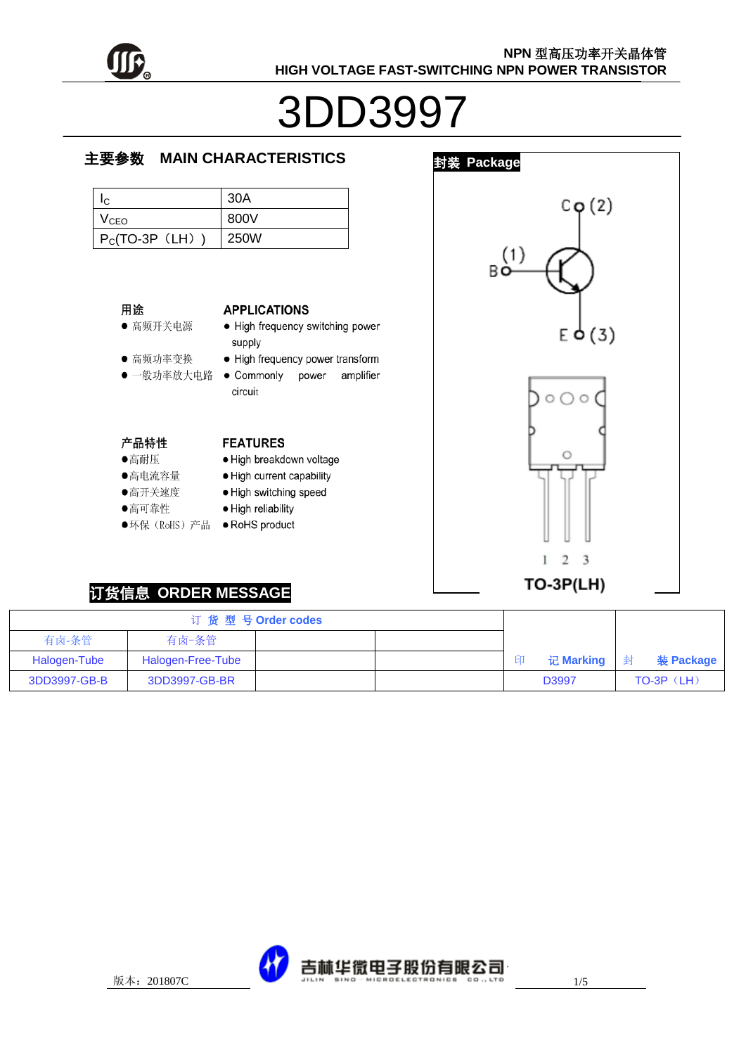NPN 型高压功率开关晶体管

HIGH VOLTAGE FAST-SWITCHING NPN POWER TRANSISTOR

# 3DD3997

## 主要参数 MAIN CHARACTERISTICS

| | |
|---|---|
| $I_C$ | 30A |
| $V_{CEO}$ | 800V |
| $P_C$(TO-3P（LH）) | 250W |

## 封装 Package

C (2)

B (1)

E (3)

1 2 3

TO-3P(LH)

### 用途

- 高频开关电源
- 高频功率变换
- 一般功率放大电路

### APPLICATIONS

- High frequency switching power supply
- High frequency power transform
- Commonly power amplifier circuit

### 产品特性

- 高耐压
- 高电流容量
- 高开关速度
- 高可靠性
- 环保（RoHS）产品

### FEATURES

- High breakdown voltage
- High current capability
- High switching speed
- High reliability
- RoHS product

## 订货信息 ORDER MESSAGE

| 订 货 型 号 Order codes | | | | 印 记 Marking | 封 装 Package |
|---|---|---|---|---|---|
| 有卤-条管 | 有卤-条管 | | | | |
| Halogen-Tube | Halogen-Free-Tube | | | | |
| 3DD3997-GB-B | 3DD3997-GB-BR | | | D3997 | TO-3P（LH） |

版本：201807C

吉林华微电子股份有限公司 JILIN SINO-MICROELECTRONICS CO., LTD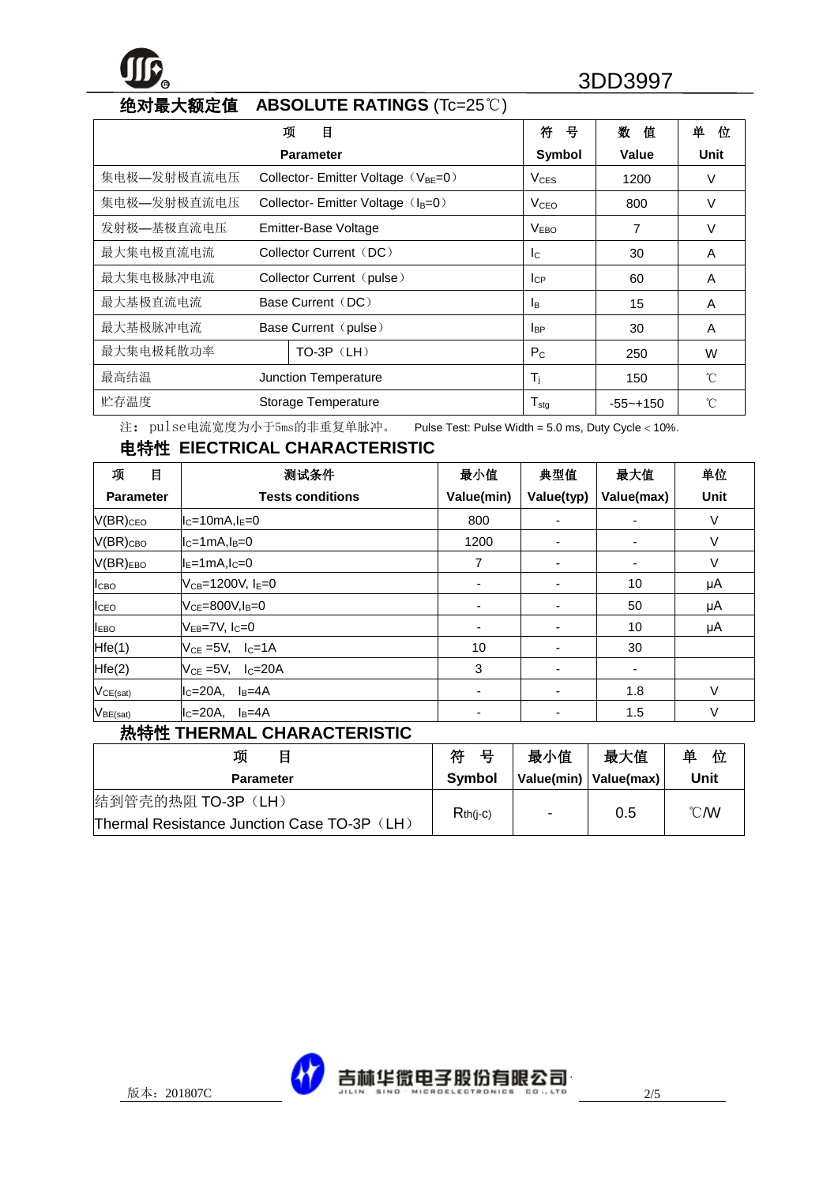## 绝对最大额定值　ABSOLUTE RATINGS (Tc=25℃)

| 项　目 Parameter | | 符　号 Symbol | 数　值 Value | 单　位 Unit |
|---|---|---|---|---|
| 集电极—发射极直流电压 | Collector- Emitter Voltage（$V_{BE}$=0） | $V_{CES}$ | 1200 | V |
| 集电极—发射极直流电压 | Collector- Emitter Voltage（$I_B$=0） | $V_{CEO}$ | 800 | V |
| 发射极—基极直流电压 | Emitter-Base Voltage | $V_{EBO}$ | 7 | V |
| 最大集电极直流电流 | Collector Current（DC） | $I_C$ | 30 | A |
| 最大集电极脉冲电流 | Collector Current（pulse） | $I_{CP}$ | 60 | A |
| 最大基极直流电流 | Base Current（DC） | $I_B$ | 15 | A |
| 最大基极脉冲电流 | Base Current（pulse） | $I_{BP}$ | 30 | A |
| 最大集电极耗散功率 | TO-3P（LH） | $P_C$ | 250 | W |
| 最高结温 | Junction Temperature | $T_j$ | 150 | ℃ |
| 贮存温度 | Storage Temperature | $T_{stg}$ | -55~+150 | ℃ |

注：pulse电流宽度为小于5ms的非重复单脉冲。　Pulse Test: Pulse Width = 5.0 ms, Duty Cycle < 10%.

## 电特性 EIECTRICAL CHARACTERISTIC

| 项　目 Parameter | 测试条件 Tests conditions | 最小值 Value(min) | 典型值 Value(typ) | 最大值 Value(max) | 单位 Unit |
|---|---|---|---|---|---|
| $V(BR)_{CEO}$ | $I_C$=10mA,$I_E$=0 | 800 | - | - | V |
| $V(BR)_{CBO}$ | $I_C$=1mA,$I_B$=0 | 1200 | - | - | V |
| $V(BR)_{EBO}$ | $I_E$=1mA,$I_C$=0 | 7 | - | - | V |
| $I_{CBO}$ | $V_{CB}$=1200V, $I_E$=0 | - | - | 10 | μA |
| $I_{CEO}$ | $V_{CE}$=800V,$I_B$=0 | - | - | 50 | μA |
| $I_{EBO}$ | $V_{EB}$=7V, $I_C$=0 | - | - | 10 | μA |
| Hfe(1) | $V_{CE}$ =5V,　$I_C$=1A | 10 | - | 30 | |
| Hfe(2) | $V_{CE}$ =5V,　$I_C$=20A | 3 | - | - | |
| $V_{CE(sat)}$ | $I_C$=20A,　$I_B$=4A | - | - | 1.8 | V |
| $V_{BE(sat)}$ | $I_C$=20A,　$I_B$=4A | - | - | 1.5 | V |

## 热特性 THERMAL CHARACTERISTIC

| 项　目 Parameter | 符　号 Symbol | 最小值 Value(min) | 最大值 Value(max) | 单　位 Unit |
|---|---|---|---|---|
| 结到管壳的热阻 TO-3P（LH）<br>Thermal Resistance Junction Case TO-3P（LH） | $R_{th(j-c)}$ | - | 0.5 | ℃/W |

版本：201807C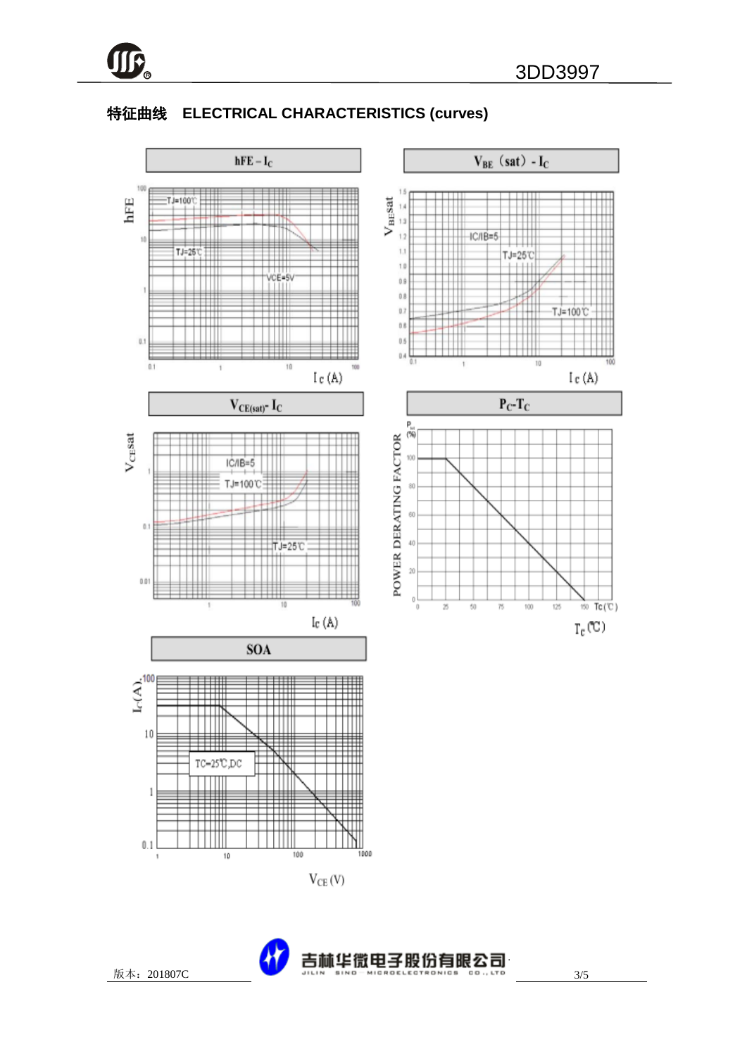## 特征曲线　ELECTRICAL CHARACTERISTICS (curves)

**hFE – $I_C$**

**$V_{BE}$（sat）- $I_C$**

**$V_{CE(sat)}$- $I_C$**

**$P_C$-$T_C$**

**SOA**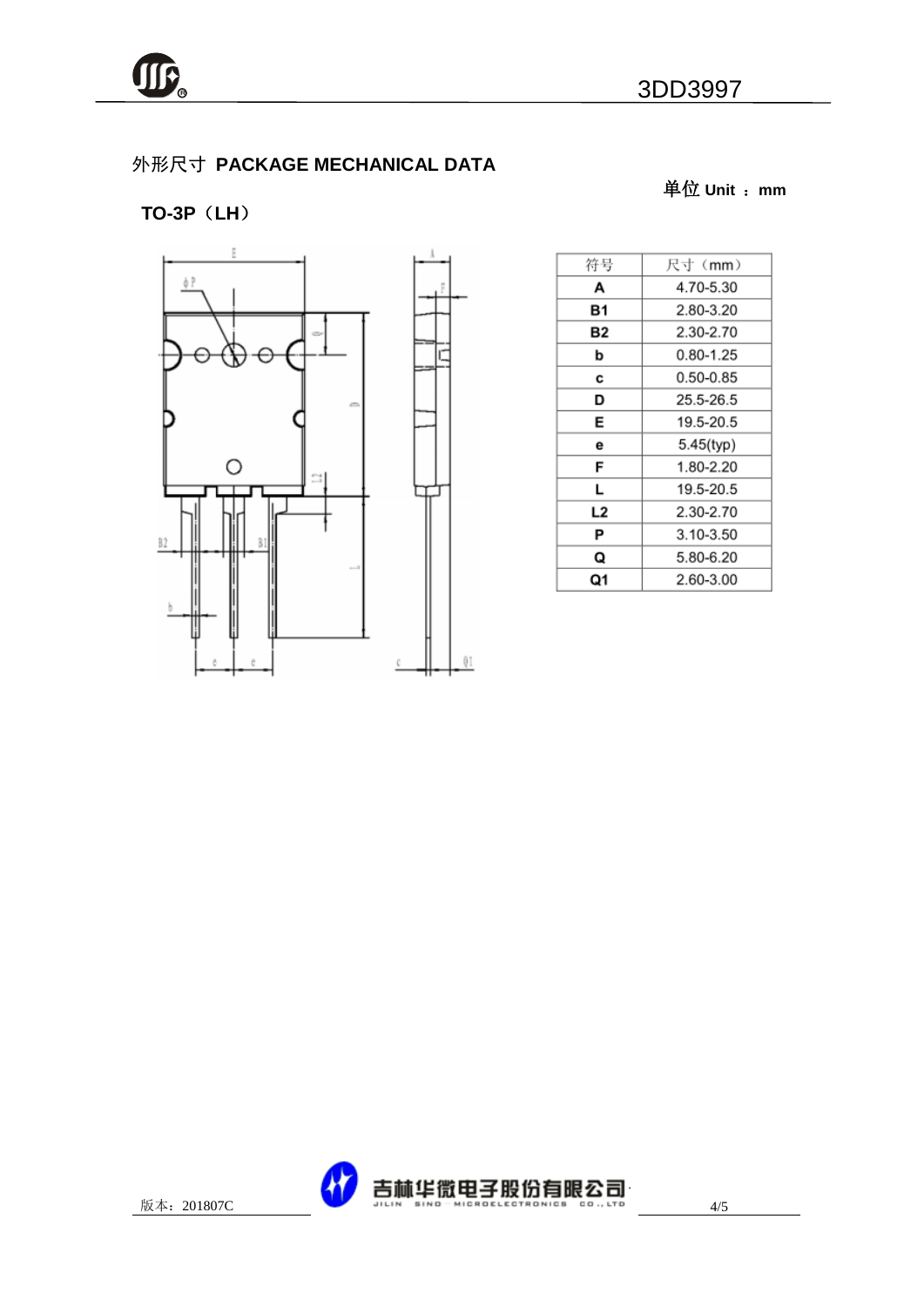## 外形尺寸 PACKAGE MECHANICAL DATA

**单位 Unit ：mm**

**TO-3P（LH）**

| 符号 | 尺寸（mm） |
|---|---|
| **A** | 4.70-5.30 |
| **B1** | 2.80-3.20 |
| **B2** | 2.30-2.70 |
| **b** | 0.80-1.25 |
| **c** | 0.50-0.85 |
| **D** | 25.5-26.5 |
| **E** | 19.5-20.5 |
| **e** | 5.45(typ) |
| **F** | 1.80-2.20 |
| **L** | 19.5-20.5 |
| **L2** | 2.30-2.70 |
| **P** | 3.10-3.50 |
| **Q** | 5.80-6.20 |
| **Q1** | 2.60-3.00 |

版本：201807C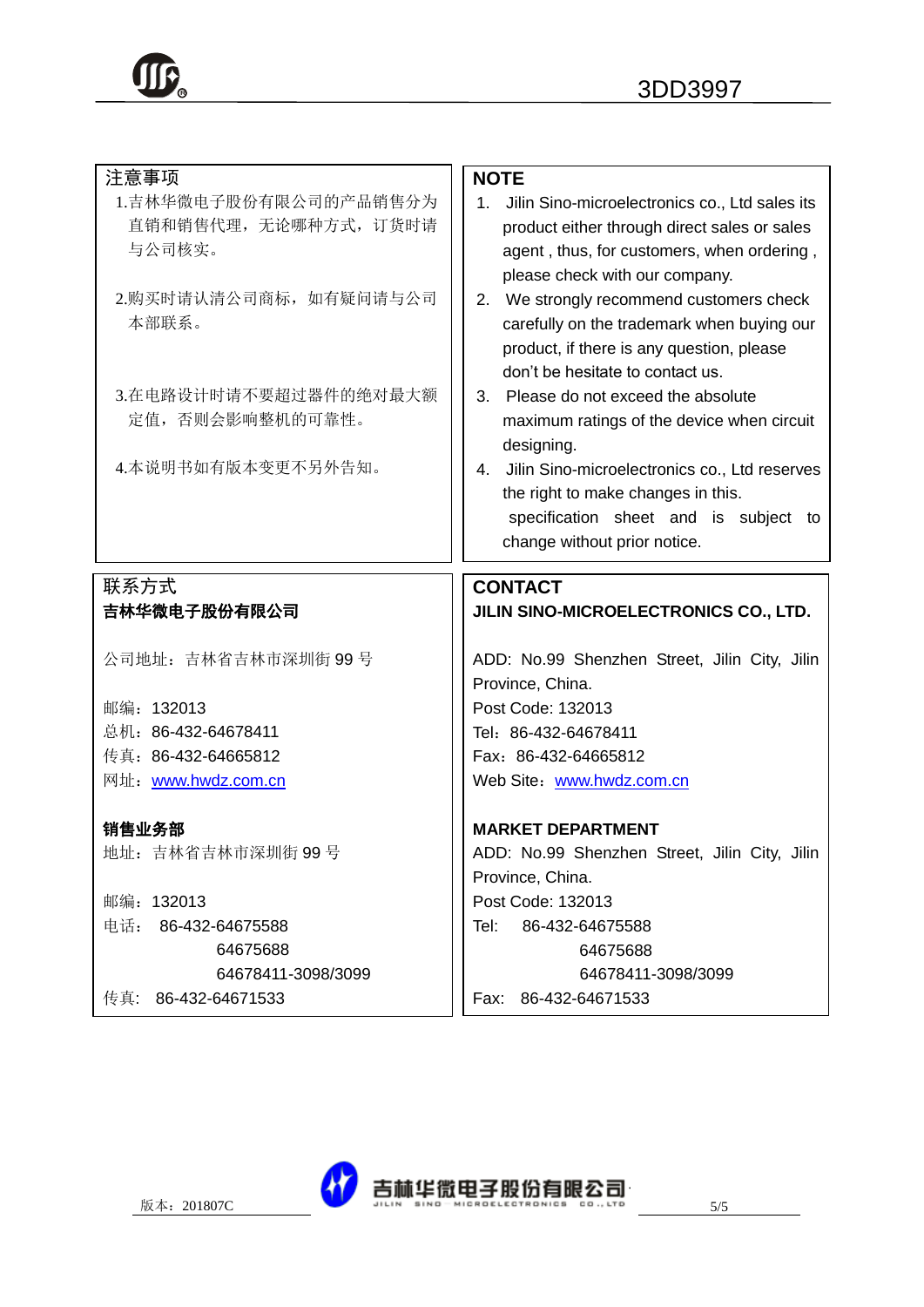## 注意事项

1.吉林华微电子股份有限公司的产品销售分为直销和销售代理，无论哪种方式，订货时请与公司核实。

2.购买时请认清公司商标，如有疑问请与公司本部联系。

3.在电路设计时请不要超过器件的绝对最大额定值，否则会影响整机的可靠性。

4.本说明书如有版本变更不另外告知。

## NOTE

1. Jilin Sino-microelectronics co., Ltd sales its product either through direct sales or sales agent , thus, for customers, when ordering , please check with our company.
2. We strongly recommend customers check carefully on the trademark when buying our product, if there is any question, please don't be hesitate to contact us.
3. Please do not exceed the absolute maximum ratings of the device when circuit designing.
4. Jilin Sino-microelectronics co., Ltd reserves the right to make changes in this. specification sheet and is subject to change without prior notice.

## 联系方式

**吉林华微电子股份有限公司**

公司地址：吉林省吉林市深圳街 99 号

邮编：132013
总机：86-432-64678411
传真：86-432-64665812
网址：www.hwdz.com.cn

**销售业务部**

地址：吉林省吉林市深圳街 99 号

邮编：132013
电话： 86-432-64675588
64675688
64678411-3098/3099
传真: 86-432-64671533

## CONTACT

**JILIN SINO-MICROELECTRONICS CO., LTD.**

ADD: No.99 Shenzhen Street, Jilin City, Jilin Province, China.
Post Code: 132013
Tel：86-432-64678411
Fax：86-432-64665812
Web Site：www.hwdz.com.cn

**MARKET DEPARTMENT**

ADD: No.99 Shenzhen Street, Jilin City, Jilin Province, China.
Post Code: 132013
Tel: 86-432-64675588
64675688
64678411-3098/3099
Fax: 86-432-64671533

版本：201807C